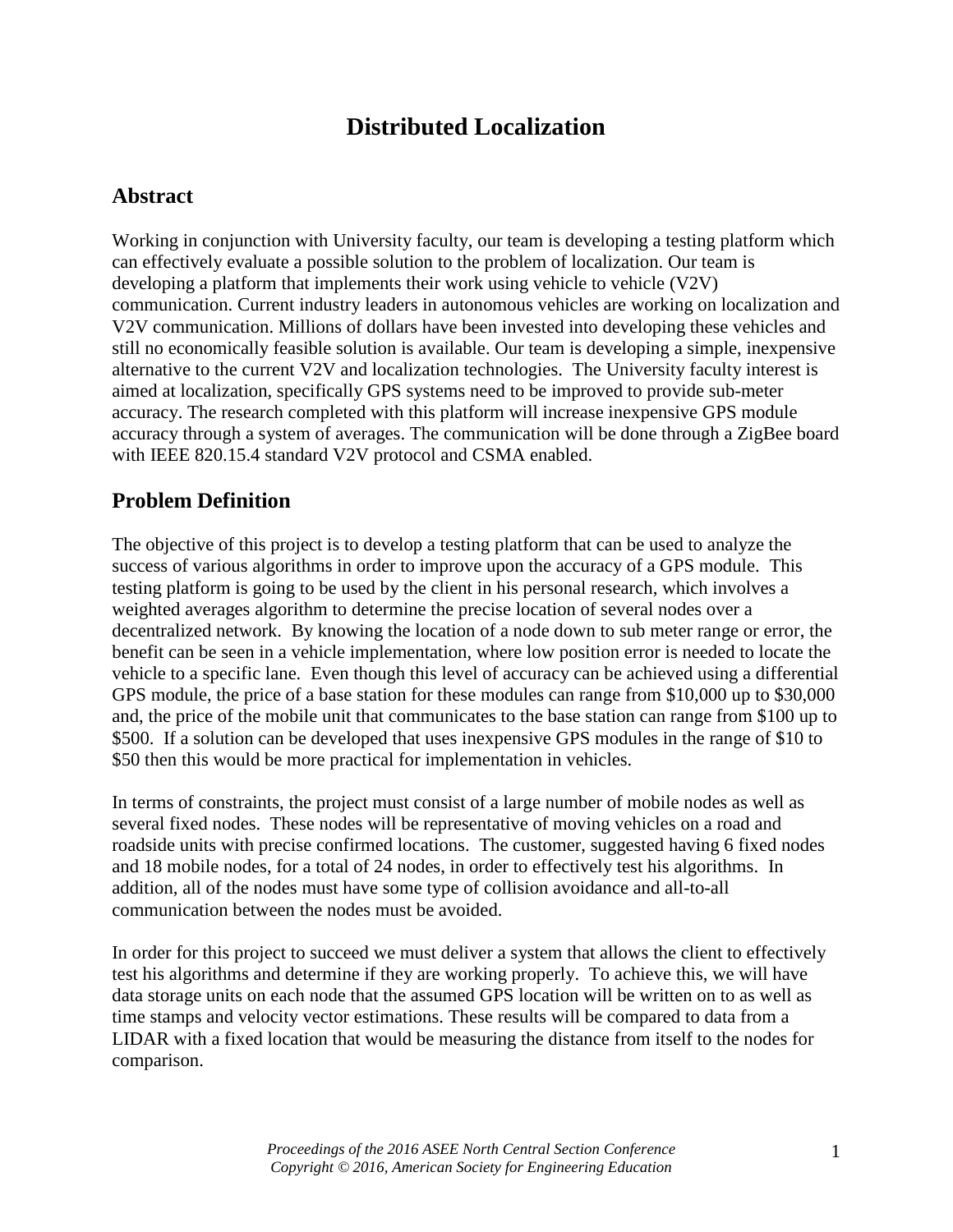# Distributed Localization

## Abstract

Working in conjunction with University faculty, our team is developing a testing platform which can effectively evaluate a possible solution to the problem of localization. Our team is developing a platform that implements their work using vehicle to vehicle (V2V) communication. Current industry leaders in autonomous vehicles are working on localization and V2V communication. Millions of dollars have been invested into developing these vehicles and still no economically feasible solution is available. Our team is developing a simple, inexpensive alternative to the current V2V and localization technologies. The University faculty interest is aimed at localization, specifically GPS systems need to be improved to provide sub-meter accuracy. The research completed with this platform will increase inexpensive GPS module accuracy through a system of averages. The communication will be done through a ZigBee board with IEEE 820.15.4 standard V2V protocol and CSMA enabled.

## Problem Definition

The objective of this project is to develop a testing platform that can be used to analyze the success of various algorithms in order to improve upon the accuracy of a GPS module. This testing platform is going to be used by the client in his personal research, which involves a weighted averages algorithm to determine the precise location of several nodes over a decentralized network. By knowing the location of a node down to sub meter range or error, the benefit can be seen in a vehicle implementation, where low position error is needed to locate the vehicle to a specific lane. Even though this level of accuracy can be achieved using a differential GPS module, the price of a base station for these modules can range from $10,000 up to $30,000 and, the price of the mobile unit that communicates to the base station can range from $100 up to $500. If a solution can be developed that uses inexpensive GPS modules in the range of $10 to $50 then this would be more practical for implementation in vehicles.

In terms of constraints, the project must consist of a large number of mobile nodes as well as several fixed nodes. These nodes will be representative of moving vehicles on a road and roadside units with precise confirmed locations. The customer, suggested having 6 fixed nodes and 18 mobile nodes, for a total of 24 nodes, in order to effectively test his algorithms. In addition, all of the nodes must have some type of collision avoidance and all-to-all communication between the nodes must be avoided.

In order for this project to succeed we must deliver a system that allows the client to effectively test his algorithms and determine if they are working properly. To achieve this, we will have data storage units on each node that the assumed GPS location will be written on to as well as time stamps and velocity vector estimations. These results will be compared to data from a LIDAR with a fixed location that would be measuring the distance from itself to the nodes for comparison.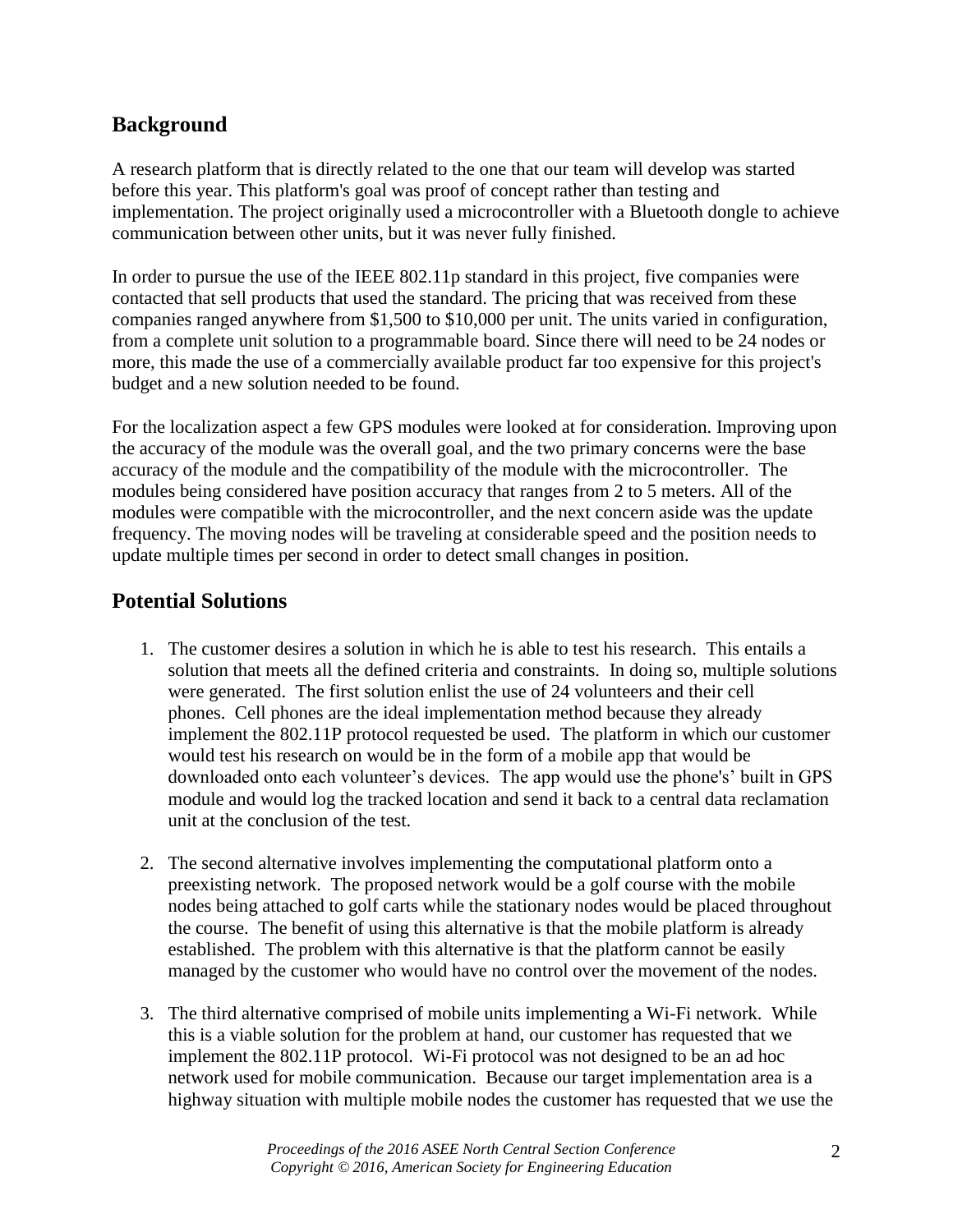## Background

A research platform that is directly related to the one that our team will develop was started before this year. This platform's goal was proof of concept rather than testing and implementation. The project originally used a microcontroller with a Bluetooth dongle to achieve communication between other units, but it was never fully finished.

In order to pursue the use of the IEEE 802.11p standard in this project, five companies were contacted that sell products that used the standard. The pricing that was received from these companies ranged anywhere from $1,500 to $10,000 per unit. The units varied in configuration, from a complete unit solution to a programmable board. Since there will need to be 24 nodes or more, this made the use of a commercially available product far too expensive for this project's budget and a new solution needed to be found.

For the localization aspect a few GPS modules were looked at for consideration. Improving upon the accuracy of the module was the overall goal, and the two primary concerns were the base accuracy of the module and the compatibility of the module with the microcontroller. The modules being considered have position accuracy that ranges from 2 to 5 meters. All of the modules were compatible with the microcontroller, and the next concern aside was the update frequency. The moving nodes will be traveling at considerable speed and the position needs to update multiple times per second in order to detect small changes in position.

## Potential Solutions

1. The customer desires a solution in which he is able to test his research. This entails a solution that meets all the defined criteria and constraints. In doing so, multiple solutions were generated. The first solution enlist the use of 24 volunteers and their cell phones. Cell phones are the ideal implementation method because they already implement the 802.11P protocol requested be used. The platform in which our customer would test his research on would be in the form of a mobile app that would be downloaded onto each volunteer's devices. The app would use the phone's' built in GPS module and would log the tracked location and send it back to a central data reclamation unit at the conclusion of the test.

2. The second alternative involves implementing the computational platform onto a preexisting network. The proposed network would be a golf course with the mobile nodes being attached to golf carts while the stationary nodes would be placed throughout the course. The benefit of using this alternative is that the mobile platform is already established. The problem with this alternative is that the platform cannot be easily managed by the customer who would have no control over the movement of the nodes.

3. The third alternative comprised of mobile units implementing a Wi-Fi network. While this is a viable solution for the problem at hand, our customer has requested that we implement the 802.11P protocol. Wi-Fi protocol was not designed to be an ad hoc network used for mobile communication. Because our target implementation area is a highway situation with multiple mobile nodes the customer has requested that we use the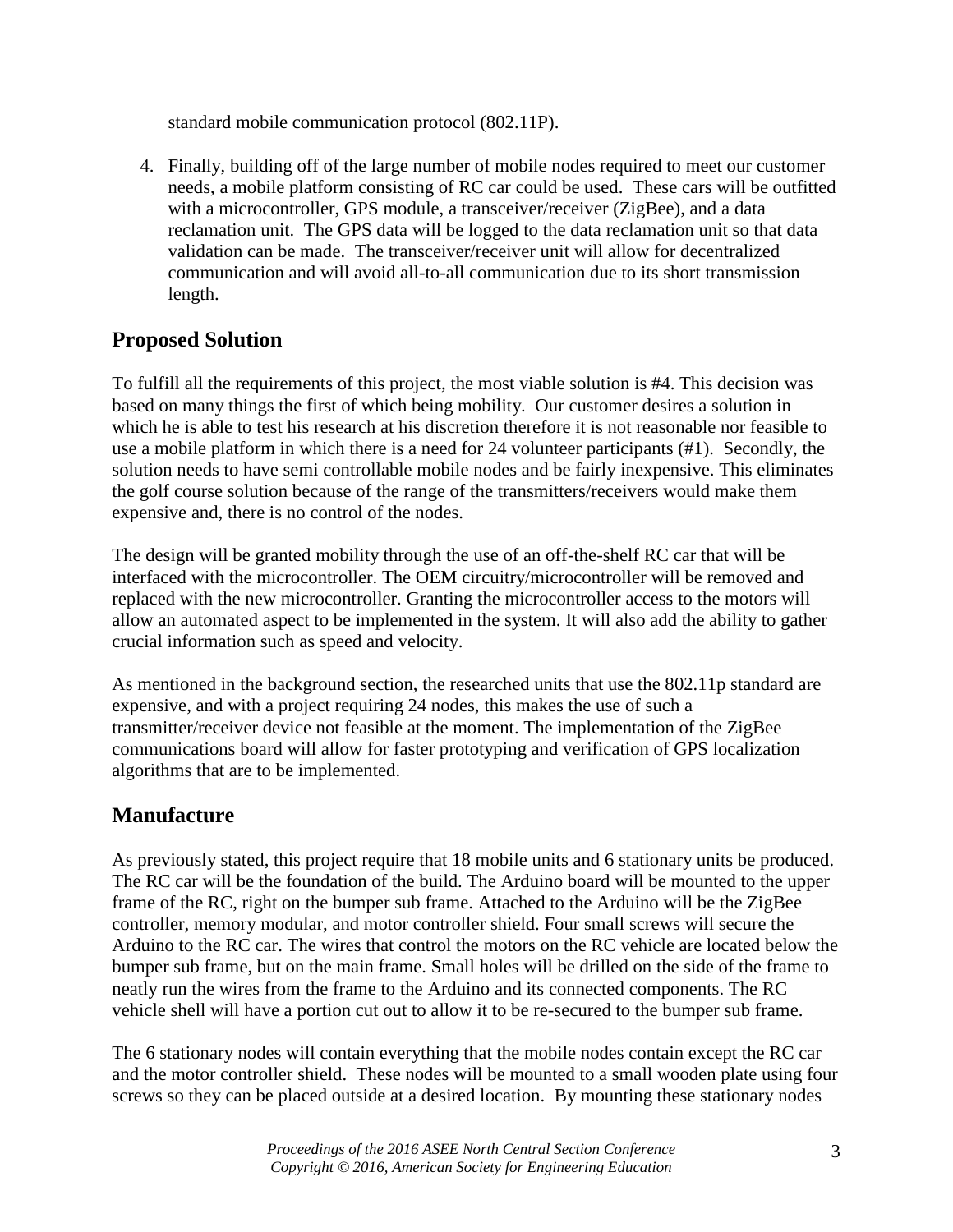standard mobile communication protocol (802.11P).

4. Finally, building off of the large number of mobile nodes required to meet our customer needs, a mobile platform consisting of RC car could be used. These cars will be outfitted with a microcontroller, GPS module, a transceiver/receiver (ZigBee), and a data reclamation unit. The GPS data will be logged to the data reclamation unit so that data validation can be made. The transceiver/receiver unit will allow for decentralized communication and will avoid all-to-all communication due to its short transmission length.

## Proposed Solution

To fulfill all the requirements of this project, the most viable solution is #4. This decision was based on many things the first of which being mobility. Our customer desires a solution in which he is able to test his research at his discretion therefore it is not reasonable nor feasible to use a mobile platform in which there is a need for 24 volunteer participants (#1). Secondly, the solution needs to have semi controllable mobile nodes and be fairly inexpensive. This eliminates the golf course solution because of the range of the transmitters/receivers would make them expensive and, there is no control of the nodes.

The design will be granted mobility through the use of an off-the-shelf RC car that will be interfaced with the microcontroller. The OEM circuitry/microcontroller will be removed and replaced with the new microcontroller. Granting the microcontroller access to the motors will allow an automated aspect to be implemented in the system. It will also add the ability to gather crucial information such as speed and velocity.

As mentioned in the background section, the researched units that use the 802.11p standard are expensive, and with a project requiring 24 nodes, this makes the use of such a transmitter/receiver device not feasible at the moment. The implementation of the ZigBee communications board will allow for faster prototyping and verification of GPS localization algorithms that are to be implemented.

## Manufacture

As previously stated, this project require that 18 mobile units and 6 stationary units be produced. The RC car will be the foundation of the build. The Arduino board will be mounted to the upper frame of the RC, right on the bumper sub frame. Attached to the Arduino will be the ZigBee controller, memory modular, and motor controller shield. Four small screws will secure the Arduino to the RC car. The wires that control the motors on the RC vehicle are located below the bumper sub frame, but on the main frame. Small holes will be drilled on the side of the frame to neatly run the wires from the frame to the Arduino and its connected components. The RC vehicle shell will have a portion cut out to allow it to be re-secured to the bumper sub frame.

The 6 stationary nodes will contain everything that the mobile nodes contain except the RC car and the motor controller shield. These nodes will be mounted to a small wooden plate using four screws so they can be placed outside at a desired location. By mounting these stationary nodes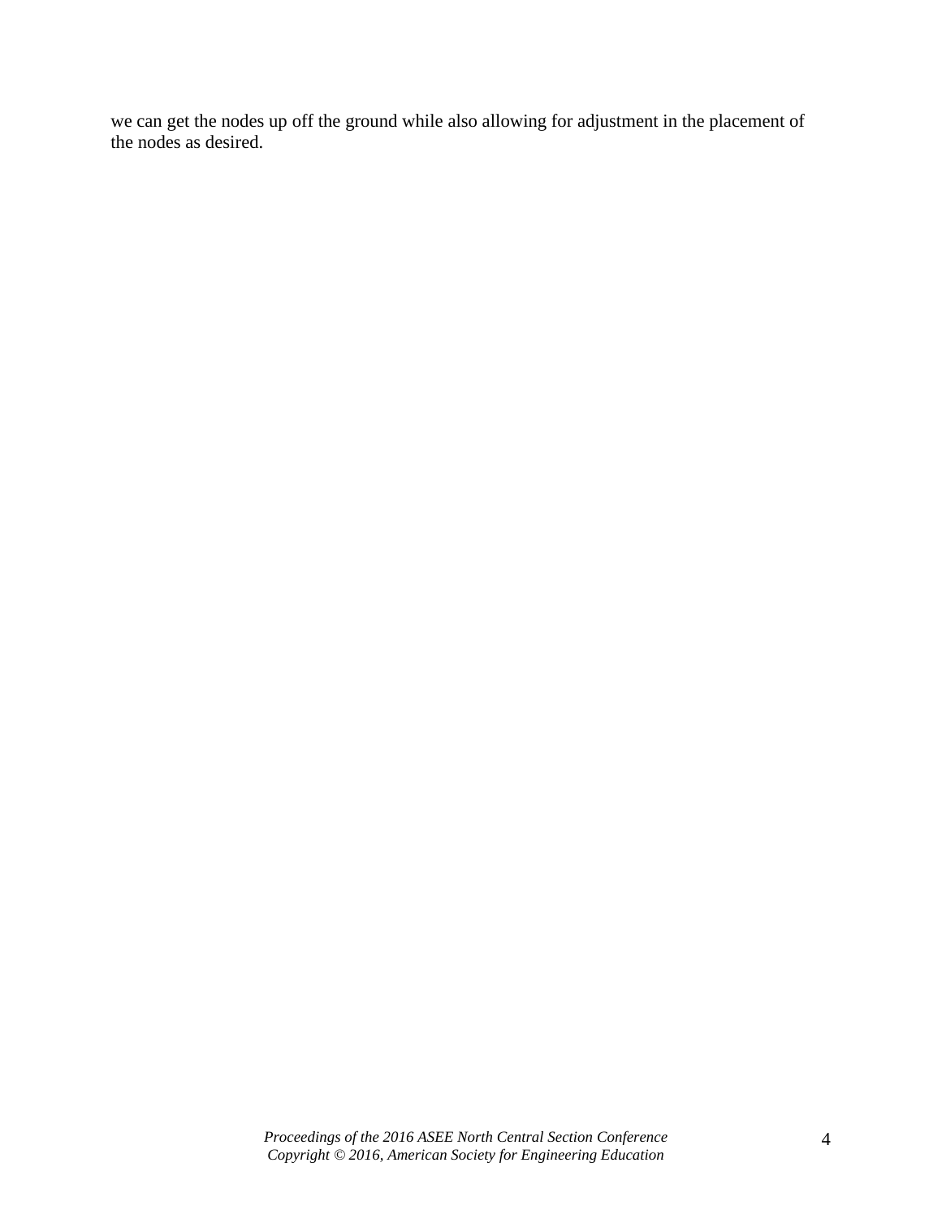we can get the nodes up off the ground while also allowing for adjustment in the placement of the nodes as desired.